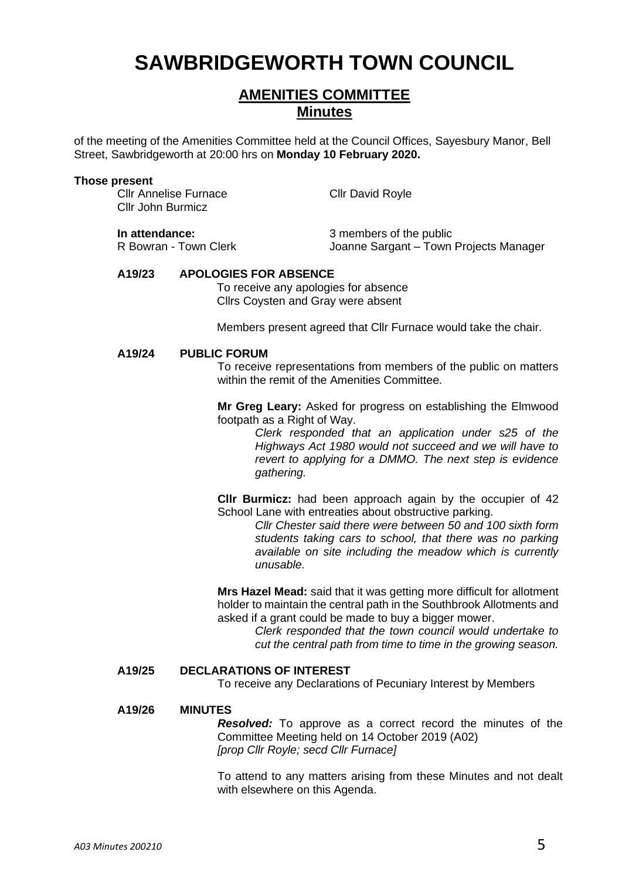# SAWBRIDGEWORTH TOWN COUNCIL

## AMENITIES COMMITTEE

## Minutes

of the meeting of the Amenities Committee held at the Council Offices, Sayesbury Manor, Bell Street, Sawbridgeworth at 20:00 hrs on **Monday 10 February 2020.**

**Those present**

Cllr Annelise Furnace
Cllr John Burmicz
Cllr David Royle

**In attendance:**
R Bowran - Town Clerk
3 members of the public
Joanne Sargant – Town Projects Manager

**A19/23 APOLOGIES FOR ABSENCE**

To receive any apologies for absence
Cllrs Coysten and Gray were absent

Members present agreed that Cllr Furnace would take the chair.

**A19/24 PUBLIC FORUM**

To receive representations from members of the public on matters within the remit of the Amenities Committee.

**Mr Greg Leary:** Asked for progress on establishing the Elmwood footpath as a Right of Way.

*Clerk responded that an application under s25 of the Highways Act 1980 would not succeed and we will have to revert to applying for a DMMO. The next step is evidence gathering.*

**Cllr Burmicz:** had been approach again by the occupier of 42 School Lane with entreaties about obstructive parking.

*Cllr Chester said there were between 50 and 100 sixth form students taking cars to school, that there was no parking available on site including the meadow which is currently unusable.*

**Mrs Hazel Mead:** said that it was getting more difficult for allotment holder to maintain the central path in the Southbrook Allotments and asked if a grant could be made to buy a bigger mower.

*Clerk responded that the town council would undertake to cut the central path from time to time in the growing season.*

**A19/25 DECLARATIONS OF INTEREST**

To receive any Declarations of Pecuniary Interest by Members

**A19/26 MINUTES**

***Resolved:*** To approve as a correct record the minutes of the Committee Meeting held on 14 October 2019 (A02)
*[prop Cllr Royle; secd Cllr Furnace]*

To attend to any matters arising from these Minutes and not dealt with elsewhere on this Agenda.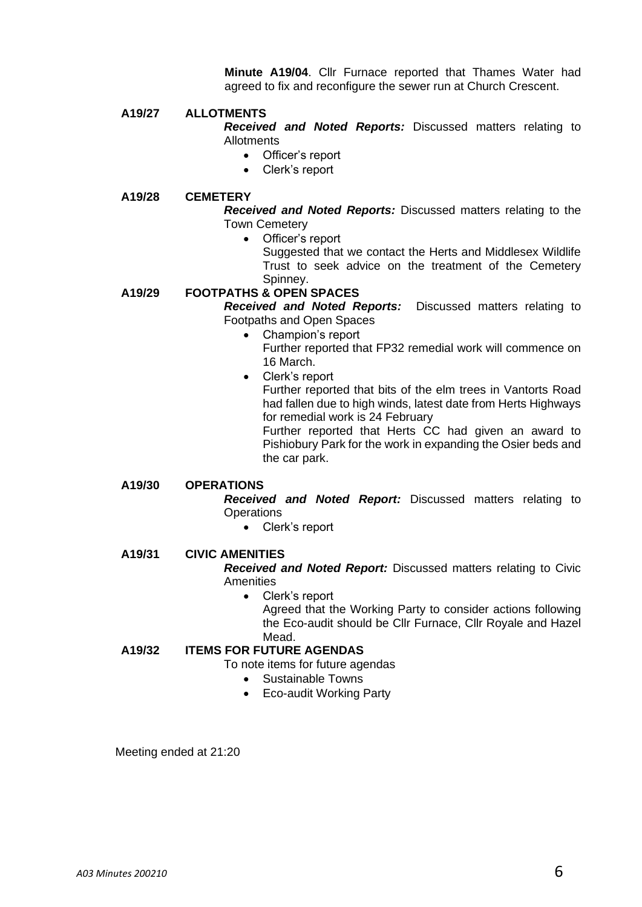**Minute A19/04**. Cllr Furnace reported that Thames Water had agreed to fix and reconfigure the sewer run at Church Crescent.

**A19/27 ALLOTMENTS**

***Received and Noted Reports:*** Discussed matters relating to Allotments

- Officer's report
- Clerk's report

**A19/28 CEMETERY**

***Received and Noted Reports:*** Discussed matters relating to the Town Cemetery

- Officer's report
  Suggested that we contact the Herts and Middlesex Wildlife Trust to seek advice on the treatment of the Cemetery Spinney.

**A19/29 FOOTPATHS & OPEN SPACES**

***Received and Noted Reports:*** Discussed matters relating to Footpaths and Open Spaces

- Champion's report
  Further reported that FP32 remedial work will commence on 16 March.
- Clerk's report
  Further reported that bits of the elm trees in Vantorts Road had fallen due to high winds, latest date from Herts Highways for remedial work is 24 February
  Further reported that Herts CC had given an award to Pishiobury Park for the work in expanding the Osier beds and the car park.

**A19/30 OPERATIONS**

***Received and Noted Report:*** Discussed matters relating to Operations

- Clerk's report

**A19/31 CIVIC AMENITIES**

***Received and Noted Report:*** Discussed matters relating to Civic Amenities

- Clerk's report
  Agreed that the Working Party to consider actions following the Eco-audit should be Cllr Furnace, Cllr Royale and Hazel Mead.

**A19/32 ITEMS FOR FUTURE AGENDAS**

To note items for future agendas

- Sustainable Towns
- Eco-audit Working Party

Meeting ended at 21:20